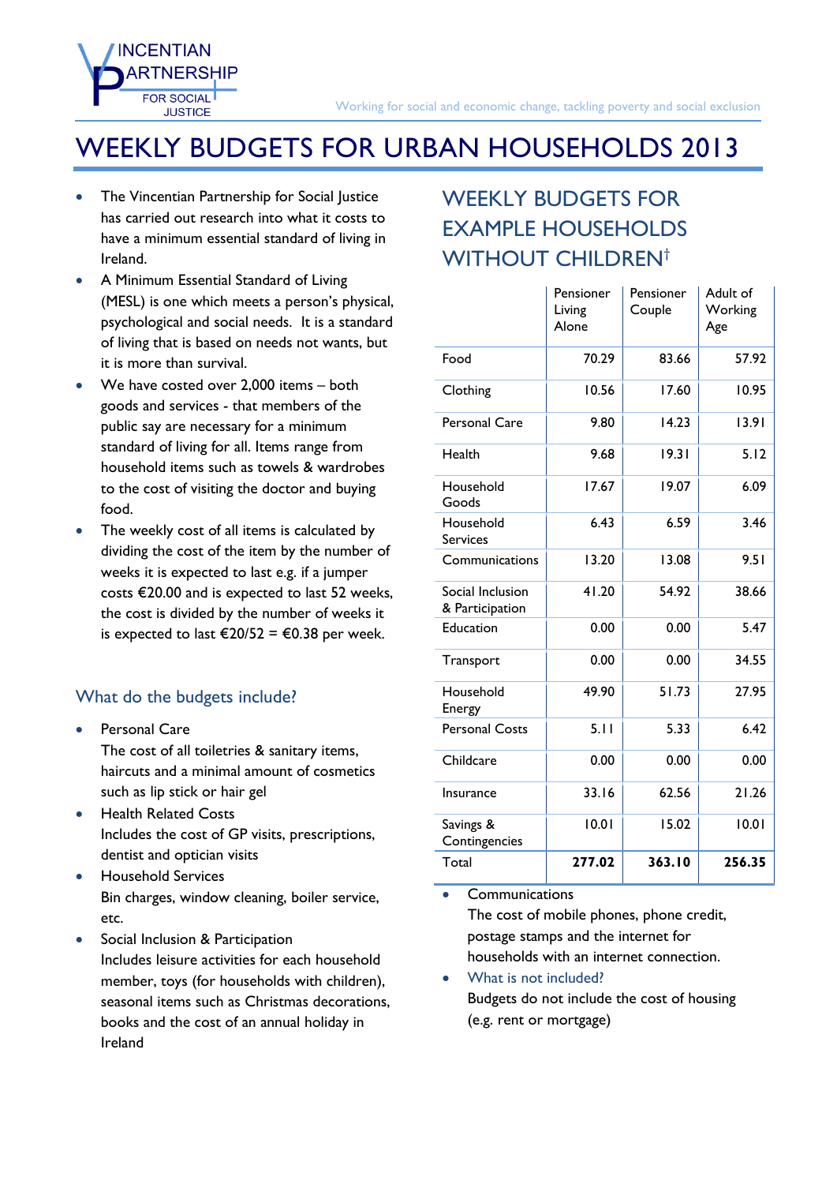# WEEKLY BUDGETS FOR URBAN HOUSEHOLDS 2013

- The Vincentian Partnership for Social Justice has carried out research into what it costs to have a minimum essential standard of living in Ireland.
- A Minimum Essential Standard of Living (MESL) is one which meets a person's physical, psychological and social needs. It is a standard of living that is based on needs not wants, but it is more than survival.
- We have costed over 2,000 items – both goods and services - that members of the public say are necessary for a minimum standard of living for all. Items range from household items such as towels & wardrobes to the cost of visiting the doctor and buying food.
- The weekly cost of all items is calculated by dividing the cost of the item by the number of weeks it is expected to last e.g. if a jumper costs €20.00 and is expected to last 52 weeks, the cost is divided by the number of weeks it is expected to last €20/52 = €0.38 per week.

## What do the budgets include?

- Personal Care
  The cost of all toiletries & sanitary items, haircuts and a minimal amount of cosmetics such as lip stick or hair gel
- Health Related Costs
  Includes the cost of GP visits, prescriptions, dentist and optician visits
- Household Services
  Bin charges, window cleaning, boiler service, etc.
- Social Inclusion & Participation
  Includes leisure activities for each household member, toys (for households with children), seasonal items such as Christmas decorations, books and the cost of an annual holiday in Ireland

## WEEKLY BUDGETS FOR EXAMPLE HOUSEHOLDS WITHOUT CHILDREN†

| | Pensioner Living Alone | Pensioner Couple | Adult of Working Age |
|---|---|---|---|
| Food | 70.29 | 83.66 | 57.92 |
| Clothing | 10.56 | 17.60 | 10.95 |
| Personal Care | 9.80 | 14.23 | 13.91 |
| Health | 9.68 | 19.31 | 5.12 |
| Household Goods | 17.67 | 19.07 | 6.09 |
| Household Services | 6.43 | 6.59 | 3.46 |
| Communications | 13.20 | 13.08 | 9.51 |
| Social Inclusion & Participation | 41.20 | 54.92 | 38.66 |
| Education | 0.00 | 0.00 | 5.47 |
| Transport | 0.00 | 0.00 | 34.55 |
| Household Energy | 49.90 | 51.73 | 27.95 |
| Personal Costs | 5.11 | 5.33 | 6.42 |
| Childcare | 0.00 | 0.00 | 0.00 |
| Insurance | 33.16 | 62.56 | 21.26 |
| Savings & Contingencies | 10.01 | 15.02 | 10.01 |
| Total | **277.02** | **363.10** | **256.35** |

- Communications
  The cost of mobile phones, phone credit, postage stamps and the internet for households with an internet connection.
- What is not included?
  Budgets do not include the cost of housing (e.g. rent or mortgage)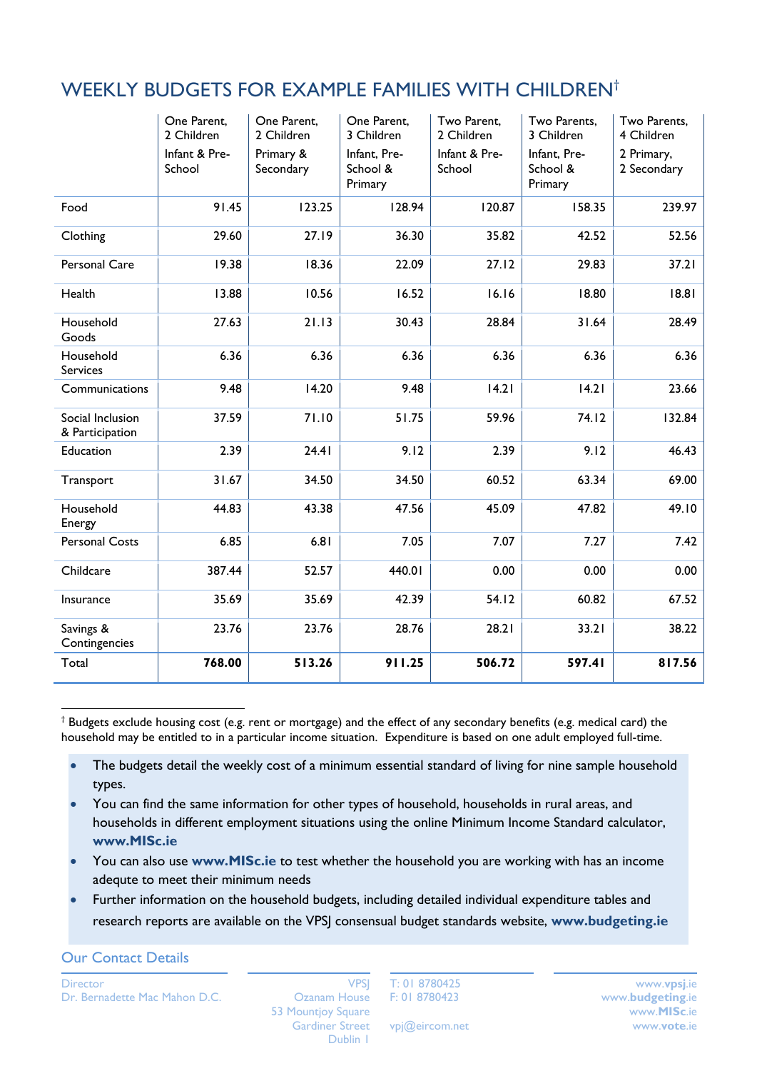# WEEKLY BUDGETS FOR EXAMPLE FAMILIES WITH CHILDREN†

| | One Parent, 2 Children<br>Infant & Pre-School | One Parent, 2 Children<br>Primary & Secondary | One Parent, 3 Children<br>Infant, Pre-School & Primary | Two Parent, 2 Children<br>Infant & Pre-School | Two Parents, 3 Children<br>Infant, Pre-School & Primary | Two Parents, 4 Children<br>2 Primary, 2 Secondary |
|---|---|---|---|---|---|---|
| Food | 91.45 | 123.25 | 128.94 | 120.87 | 158.35 | 239.97 |
| Clothing | 29.60 | 27.19 | 36.30 | 35.82 | 42.52 | 52.56 |
| Personal Care | 19.38 | 18.36 | 22.09 | 27.12 | 29.83 | 37.21 |
| Health | 13.88 | 10.56 | 16.52 | 16.16 | 18.80 | 18.81 |
| Household Goods | 27.63 | 21.13 | 30.43 | 28.84 | 31.64 | 28.49 |
| Household Services | 6.36 | 6.36 | 6.36 | 6.36 | 6.36 | 6.36 |
| Communications | 9.48 | 14.20 | 9.48 | 14.21 | 14.21 | 23.66 |
| Social Inclusion & Participation | 37.59 | 71.10 | 51.75 | 59.96 | 74.12 | 132.84 |
| Education | 2.39 | 24.41 | 9.12 | 2.39 | 9.12 | 46.43 |
| Transport | 31.67 | 34.50 | 34.50 | 60.52 | 63.34 | 69.00 |
| Household Energy | 44.83 | 43.38 | 47.56 | 45.09 | 47.82 | 49.10 |
| Personal Costs | 6.85 | 6.81 | 7.05 | 7.07 | 7.27 | 7.42 |
| Childcare | 387.44 | 52.57 | 440.01 | 0.00 | 0.00 | 0.00 |
| Insurance | 35.69 | 35.69 | 42.39 | 54.12 | 60.82 | 67.52 |
| Savings & Contingencies | 23.76 | 23.76 | 28.76 | 28.21 | 33.21 | 38.22 |
| Total | **768.00** | **513.26** | **911.25** | **506.72** | **597.41** | **817.56** |

† Budgets exclude housing cost (e.g. rent or mortgage) and the effect of any secondary benefits (e.g. medical card) the household may be entitled to in a particular income situation. Expenditure is based on one adult employed full-time.

- The budgets detail the weekly cost of a minimum essential standard of living for nine sample household types.
- You can find the same information for other types of household, households in rural areas, and households in different employment situations using the online Minimum Income Standard calculator, **www.MISc.ie**
- You can also use **www.MISc.ie** to test whether the household you are working with has an income adequte to meet their minimum needs
- Further information on the household budgets, including detailed individual expenditure tables and research reports are available on the VPSJ consensual budget standards website, **www.budgeting.ie**

## Our Contact Details

Director
Dr. Bernadette Mac Mahon D.C.

VPSJ
Ozanam House
53 Mountjoy Square
Gardiner Street
Dublin 1

T: 01 8780425
F: 01 8780423

vpj@eircom.net

www.**vpsj**.ie
www.**budgeting**.ie
www.**MISc**.ie
www.**vote**.ie